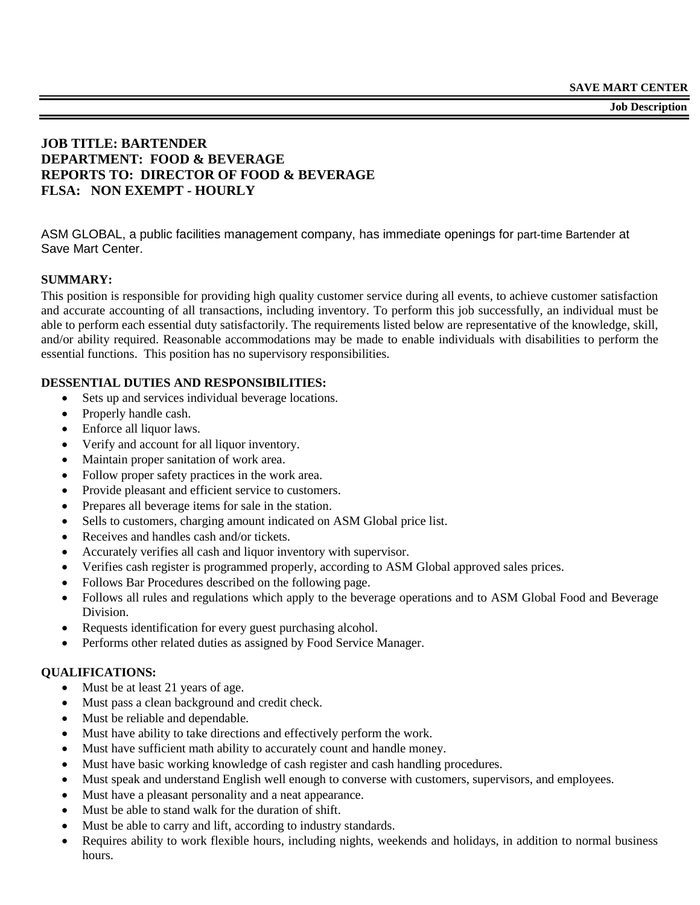**SAVE MART CENTER**

**Job Description**

**JOB TITLE: BARTENDER**
**DEPARTMENT: FOOD & BEVERAGE**
**REPORTS TO: DIRECTOR OF FOOD & BEVERAGE**
**FLSA: NON EXEMPT - HOURLY**

ASM GLOBAL, a public facilities management company, has immediate openings for part-time Bartender at Save Mart Center.

**SUMMARY:**

This position is responsible for providing high quality customer service during all events, to achieve customer satisfaction and accurate accounting of all transactions, including inventory. To perform this job successfully, an individual must be able to perform each essential duty satisfactorily. The requirements listed below are representative of the knowledge, skill, and/or ability required. Reasonable accommodations may be made to enable individuals with disabilities to perform the essential functions. This position has no supervisory responsibilities.

**DESSENTIAL DUTIES AND RESPONSIBILITIES:**

- Sets up and services individual beverage locations.
- Properly handle cash.
- Enforce all liquor laws.
- Verify and account for all liquor inventory.
- Maintain proper sanitation of work area.
- Follow proper safety practices in the work area.
- Provide pleasant and efficient service to customers.
- Prepares all beverage items for sale in the station.
- Sells to customers, charging amount indicated on ASM Global price list.
- Receives and handles cash and/or tickets.
- Accurately verifies all cash and liquor inventory with supervisor.
- Verifies cash register is programmed properly, according to ASM Global approved sales prices.
- Follows Bar Procedures described on the following page.
- Follows all rules and regulations which apply to the beverage operations and to ASM Global Food and Beverage Division.
- Requests identification for every guest purchasing alcohol.
- Performs other related duties as assigned by Food Service Manager.

**QUALIFICATIONS:**

- Must be at least 21 years of age.
- Must pass a clean background and credit check.
- Must be reliable and dependable.
- Must have ability to take directions and effectively perform the work.
- Must have sufficient math ability to accurately count and handle money.
- Must have basic working knowledge of cash register and cash handling procedures.
- Must speak and understand English well enough to converse with customers, supervisors, and employees.
- Must have a pleasant personality and a neat appearance.
- Must be able to stand walk for the duration of shift.
- Must be able to carry and lift, according to industry standards.
- Requires ability to work flexible hours, including nights, weekends and holidays, in addition to normal business hours.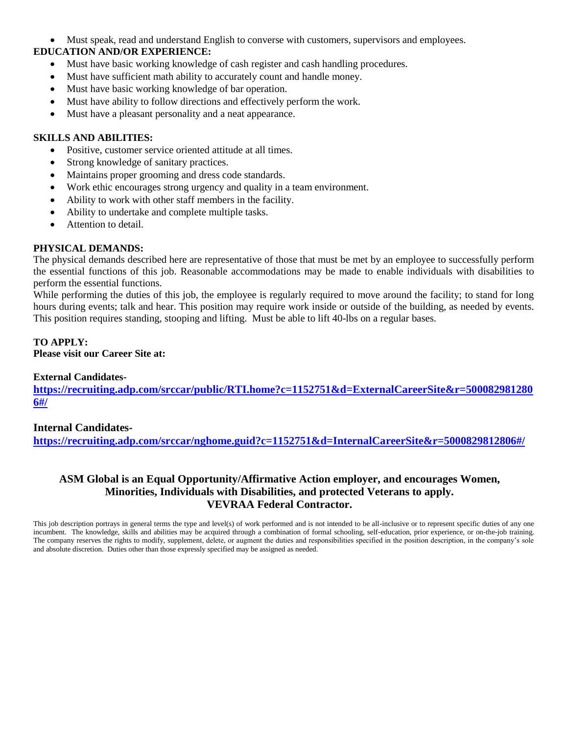- Must speak, read and understand English to converse with customers, supervisors and employees.

**EDUCATION AND/OR EXPERIENCE:**

- Must have basic working knowledge of cash register and cash handling procedures.
- Must have sufficient math ability to accurately count and handle money.
- Must have basic working knowledge of bar operation.
- Must have ability to follow directions and effectively perform the work.
- Must have a pleasant personality and a neat appearance.

**SKILLS AND ABILITIES:**

- Positive, customer service oriented attitude at all times.
- Strong knowledge of sanitary practices.
- Maintains proper grooming and dress code standards.
- Work ethic encourages strong urgency and quality in a team environment.
- Ability to work with other staff members in the facility.
- Ability to undertake and complete multiple tasks.
- Attention to detail.

**PHYSICAL DEMANDS:**

The physical demands described here are representative of those that must be met by an employee to successfully perform the essential functions of this job. Reasonable accommodations may be made to enable individuals with disabilities to perform the essential functions.

While performing the duties of this job, the employee is regularly required to move around the facility; to stand for long hours during events; talk and hear. This position may require work inside or outside of the building, as needed by events. This position requires standing, stooping and lifting. Must be able to lift 40-lbs on a regular bases.

**TO APPLY:**
**Please visit our Career Site at:**

**External Candidates-**
**https://recruiting.adp.com/srccar/public/RTI.home?c=1152751&d=ExternalCareerSite&r=5000829812806#/**

**Internal Candidates-**
**https://recruiting.adp.com/srccar/nghome.guid?c=1152751&d=InternalCareerSite&r=5000829812806#/**

**ASM Global is an Equal Opportunity/Affirmative Action employer, and encourages Women, Minorities, Individuals with Disabilities, and protected Veterans to apply. VEVRAA Federal Contractor.**

This job description portrays in general terms the type and level(s) of work performed and is not intended to be all-inclusive or to represent specific duties of any one incumbent. The knowledge, skills and abilities may be acquired through a combination of formal schooling, self-education, prior experience, or on-the-job training. The company reserves the rights to modify, supplement, delete, or augment the duties and responsibilities specified in the position description, in the company's sole and absolute discretion. Duties other than those expressly specified may be assigned as needed.